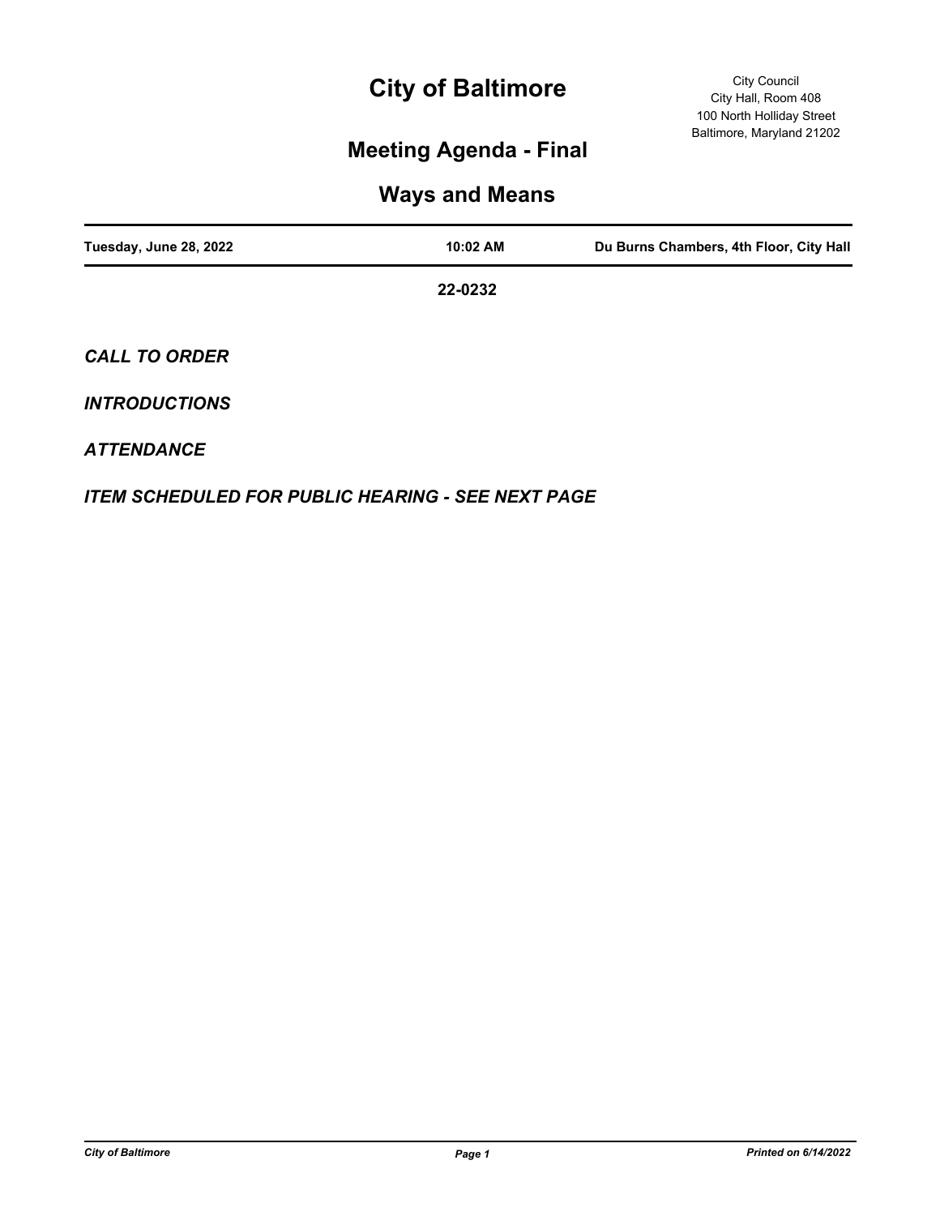# City of Baltimore

City Council
City Hall, Room 408
100 North Holliday Street
Baltimore, Maryland 21202

## Meeting Agenda - Final

## Ways and Means

| Tuesday, June 28, 2022 | 10:02 AM | Du Burns Chambers, 4th Floor, City Hall |
|---|---|---|

**22-0232**

***CALL TO ORDER***

***INTRODUCTIONS***

***ATTENDANCE***

***ITEM SCHEDULED FOR PUBLIC HEARING - SEE NEXT PAGE***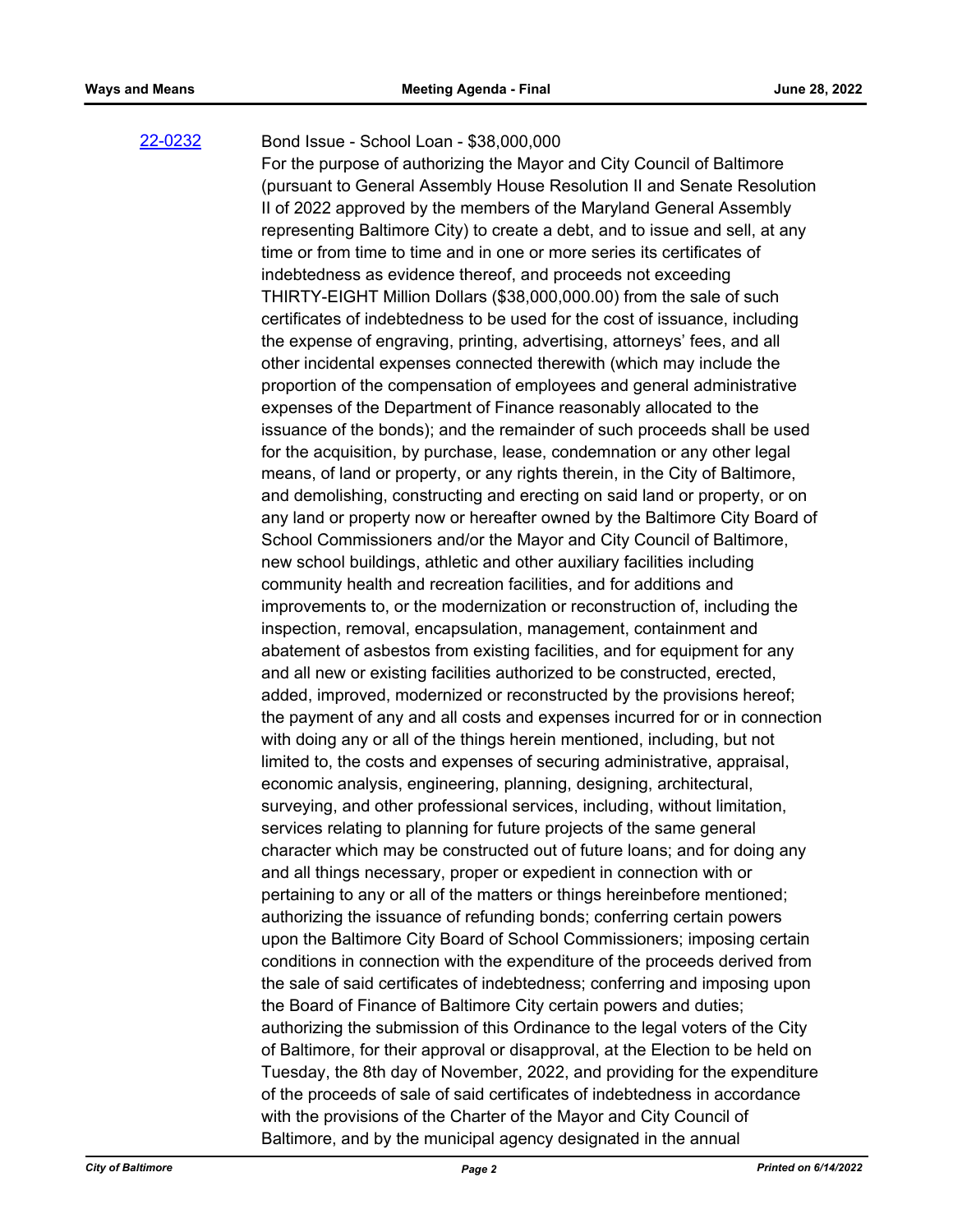22-0232 Bond Issue - School Loan - $38,000,000

For the purpose of authorizing the Mayor and City Council of Baltimore (pursuant to General Assembly House Resolution II and Senate Resolution II of 2022 approved by the members of the Maryland General Assembly representing Baltimore City) to create a debt, and to issue and sell, at any time or from time to time and in one or more series its certificates of indebtedness as evidence thereof, and proceeds not exceeding THIRTY-EIGHT Million Dollars ($38,000,000.00) from the sale of such certificates of indebtedness to be used for the cost of issuance, including the expense of engraving, printing, advertising, attorneys' fees, and all other incidental expenses connected therewith (which may include the proportion of the compensation of employees and general administrative expenses of the Department of Finance reasonably allocated to the issuance of the bonds); and the remainder of such proceeds shall be used for the acquisition, by purchase, lease, condemnation or any other legal means, of land or property, or any rights therein, in the City of Baltimore, and demolishing, constructing and erecting on said land or property, or on any land or property now or hereafter owned by the Baltimore City Board of School Commissioners and/or the Mayor and City Council of Baltimore, new school buildings, athletic and other auxiliary facilities including community health and recreation facilities, and for additions and improvements to, or the modernization or reconstruction of, including the inspection, removal, encapsulation, management, containment and abatement of asbestos from existing facilities, and for equipment for any and all new or existing facilities authorized to be constructed, erected, added, improved, modernized or reconstructed by the provisions hereof; the payment of any and all costs and expenses incurred for or in connection with doing any or all of the things herein mentioned, including, but not limited to, the costs and expenses of securing administrative, appraisal, economic analysis, engineering, planning, designing, architectural, surveying, and other professional services, including, without limitation, services relating to planning for future projects of the same general character which may be constructed out of future loans; and for doing any and all things necessary, proper or expedient in connection with or pertaining to any or all of the matters or things hereinbefore mentioned; authorizing the issuance of refunding bonds; conferring certain powers upon the Baltimore City Board of School Commissioners; imposing certain conditions in connection with the expenditure of the proceeds derived from the sale of said certificates of indebtedness; conferring and imposing upon the Board of Finance of Baltimore City certain powers and duties; authorizing the submission of this Ordinance to the legal voters of the City of Baltimore, for their approval or disapproval, at the Election to be held on Tuesday, the 8th day of November, 2022, and providing for the expenditure of the proceeds of sale of said certificates of indebtedness in accordance with the provisions of the Charter of the Mayor and City Council of Baltimore, and by the municipal agency designated in the annual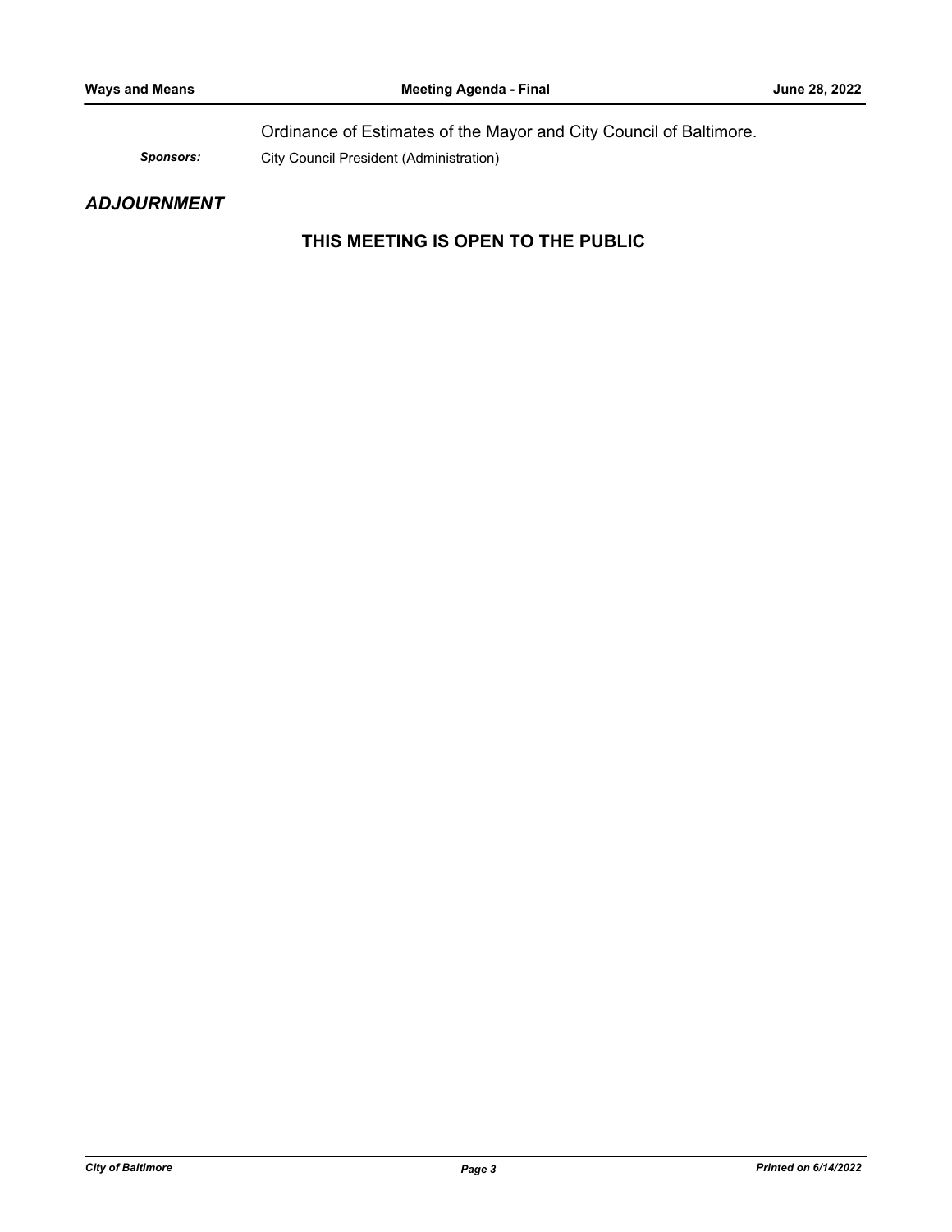Ordinance of Estimates of the Mayor and City Council of Baltimore.

***Sponsors:*** City Council President (Administration)

## *ADJOURNMENT*

**THIS MEETING IS OPEN TO THE PUBLIC**